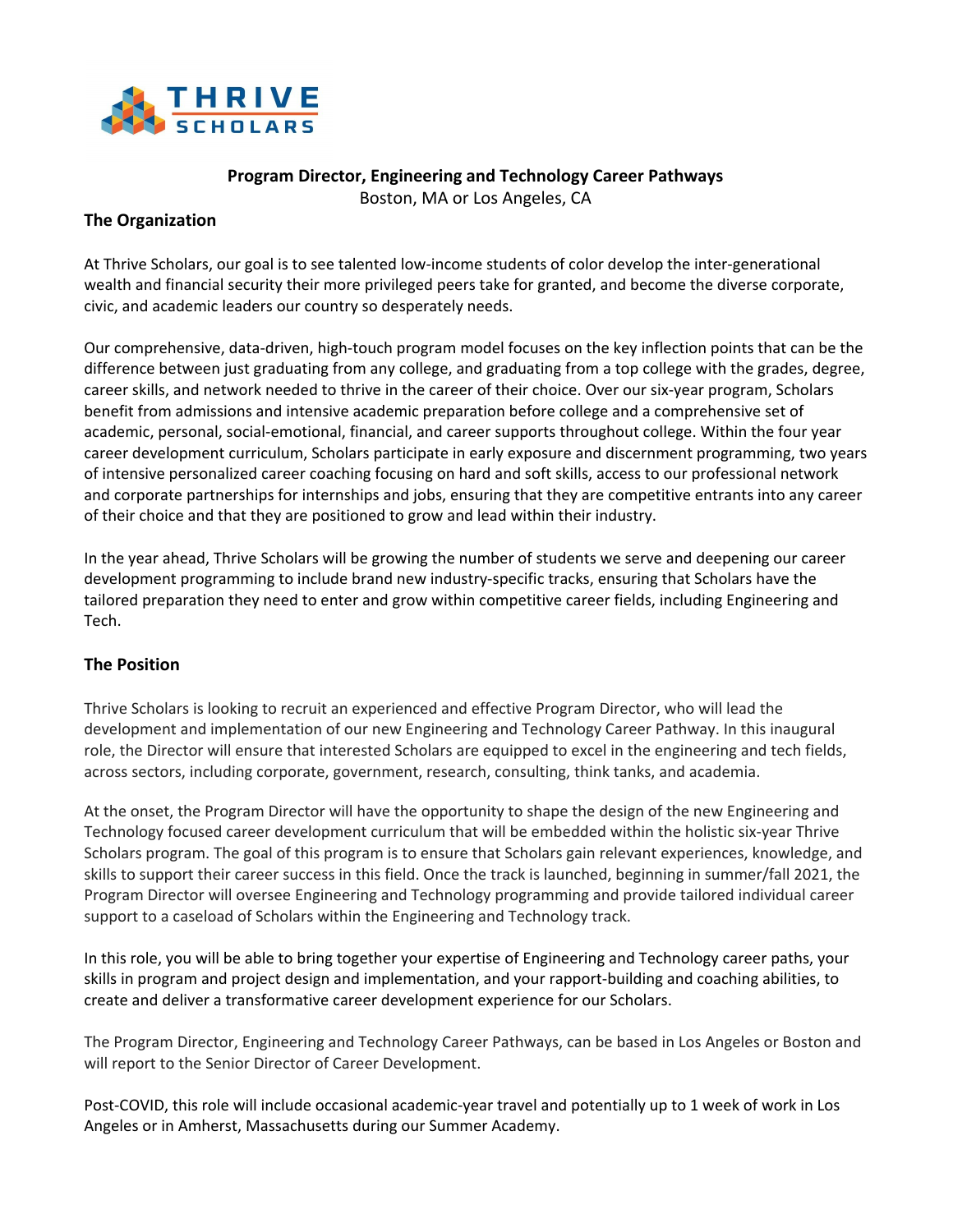THRIVE SCHOLARS

**Program Director, Engineering and Technology Career Pathways**
Boston, MA or Los Angeles, CA

## The Organization

At Thrive Scholars, our goal is to see talented low-income students of color develop the inter-generational wealth and financial security their more privileged peers take for granted, and become the diverse corporate, civic, and academic leaders our country so desperately needs.

Our comprehensive, data-driven, high-touch program model focuses on the key inflection points that can be the difference between just graduating from any college, and graduating from a top college with the grades, degree, career skills, and network needed to thrive in the career of their choice. Over our six-year program, Scholars benefit from admissions and intensive academic preparation before college and a comprehensive set of academic, personal, social-emotional, financial, and career supports throughout college. Within the four year career development curriculum, Scholars participate in early exposure and discernment programming, two years of intensive personalized career coaching focusing on hard and soft skills, access to our professional network and corporate partnerships for internships and jobs, ensuring that they are competitive entrants into any career of their choice and that they are positioned to grow and lead within their industry.

In the year ahead, Thrive Scholars will be growing the number of students we serve and deepening our career development programming to include brand new industry-specific tracks, ensuring that Scholars have the tailored preparation they need to enter and grow within competitive career fields, including Engineering and Tech.

## The Position

Thrive Scholars is looking to recruit an experienced and effective Program Director, who will lead the development and implementation of our new Engineering and Technology Career Pathway. In this inaugural role, the Director will ensure that interested Scholars are equipped to excel in the engineering and tech fields, across sectors, including corporate, government, research, consulting, think tanks, and academia.

At the onset, the Program Director will have the opportunity to shape the design of the new Engineering and Technology focused career development curriculum that will be embedded within the holistic six-year Thrive Scholars program. The goal of this program is to ensure that Scholars gain relevant experiences, knowledge, and skills to support their career success in this field. Once the track is launched, beginning in summer/fall 2021, the Program Director will oversee Engineering and Technology programming and provide tailored individual career support to a caseload of Scholars within the Engineering and Technology track.

In this role, you will be able to bring together your expertise of Engineering and Technology career paths, your skills in program and project design and implementation, and your rapport-building and coaching abilities, to create and deliver a transformative career development experience for our Scholars.

The Program Director, Engineering and Technology Career Pathways, can be based in Los Angeles or Boston and will report to the Senior Director of Career Development.

Post-COVID, this role will include occasional academic-year travel and potentially up to 1 week of work in Los Angeles or in Amherst, Massachusetts during our Summer Academy.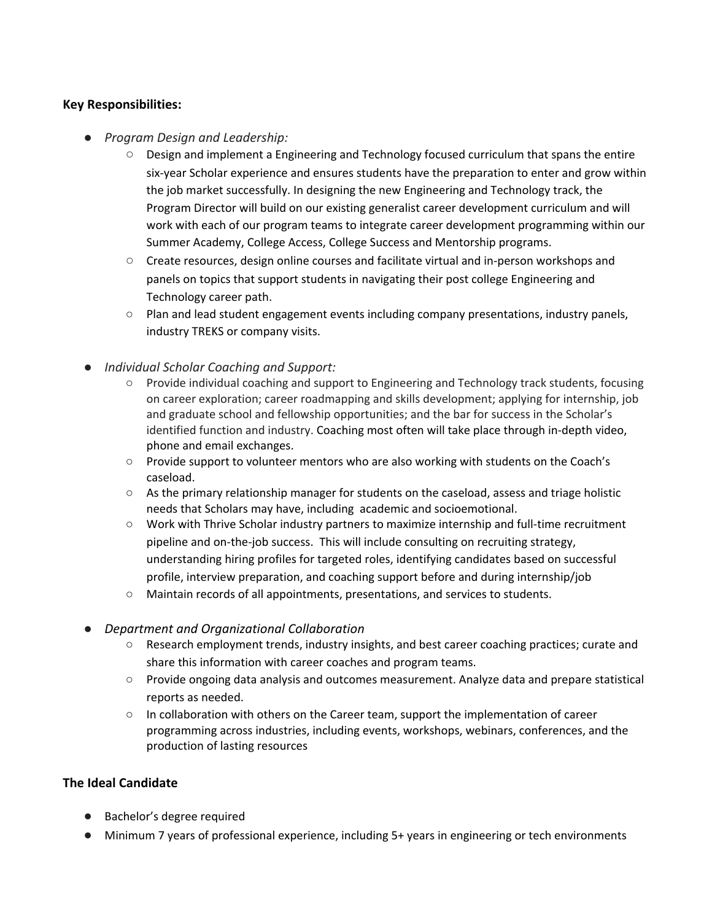**Key Responsibilities:**

- *Program Design and Leadership:*
    - Design and implement a Engineering and Technology focused curriculum that spans the entire six-year Scholar experience and ensures students have the preparation to enter and grow within the job market successfully. In designing the new Engineering and Technology track, the Program Director will build on our existing generalist career development curriculum and will work with each of our program teams to integrate career development programming within our Summer Academy, College Access, College Success and Mentorship programs.
    - Create resources, design online courses and facilitate virtual and in-person workshops and panels on topics that support students in navigating their post college Engineering and Technology career path.
    - Plan and lead student engagement events including company presentations, industry panels, industry TREKS or company visits.

- *Individual Scholar Coaching and Support:*
    - Provide individual coaching and support to Engineering and Technology track students, focusing on career exploration; career roadmapping and skills development; applying for internship, job and graduate school and fellowship opportunities; and the bar for success in the Scholar's identified function and industry. Coaching most often will take place through in-depth video, phone and email exchanges.
    - Provide support to volunteer mentors who are also working with students on the Coach's caseload.
    - As the primary relationship manager for students on the caseload, assess and triage holistic needs that Scholars may have, including academic and socioemotional.
    - Work with Thrive Scholar industry partners to maximize internship and full-time recruitment pipeline and on-the-job success. This will include consulting on recruiting strategy, understanding hiring profiles for targeted roles, identifying candidates based on successful profile, interview preparation, and coaching support before and during internship/job
    - Maintain records of all appointments, presentations, and services to students.

- *Department and Organizational Collaboration*
    - Research employment trends, industry insights, and best career coaching practices; curate and share this information with career coaches and program teams.
    - Provide ongoing data analysis and outcomes measurement. Analyze data and prepare statistical reports as needed.
    - In collaboration with others on the Career team, support the implementation of career programming across industries, including events, workshops, webinars, conferences, and the production of lasting resources

**The Ideal Candidate**

- Bachelor's degree required
- Minimum 7 years of professional experience, including 5+ years in engineering or tech environments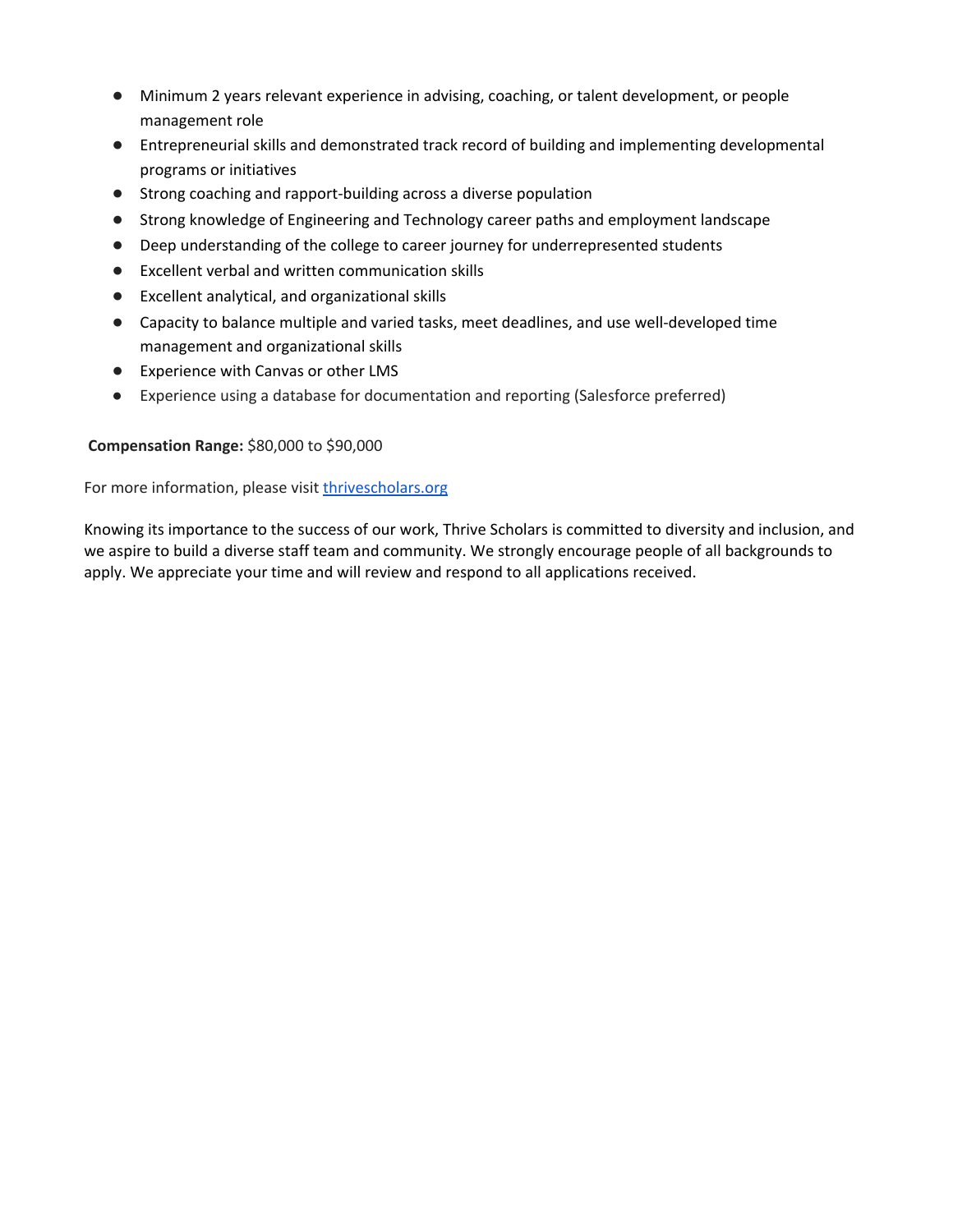- Minimum 2 years relevant experience in advising, coaching, or talent development, or people management role
- Entrepreneurial skills and demonstrated track record of building and implementing developmental programs or initiatives
- Strong coaching and rapport-building across a diverse population
- Strong knowledge of Engineering and Technology career paths and employment landscape
- Deep understanding of the college to career journey for underrepresented students
- Excellent verbal and written communication skills
- Excellent analytical, and organizational skills
- Capacity to balance multiple and varied tasks, meet deadlines, and use well-developed time management and organizational skills
- Experience with Canvas or other LMS
- Experience using a database for documentation and reporting (Salesforce preferred)

**Compensation Range:** $80,000 to $90,000

For more information, please visit [thrivescholars.org](thrivescholars.org)

Knowing its importance to the success of our work, Thrive Scholars is committed to diversity and inclusion, and we aspire to build a diverse staff team and community. We strongly encourage people of all backgrounds to apply. We appreciate your time and will review and respond to all applications received.